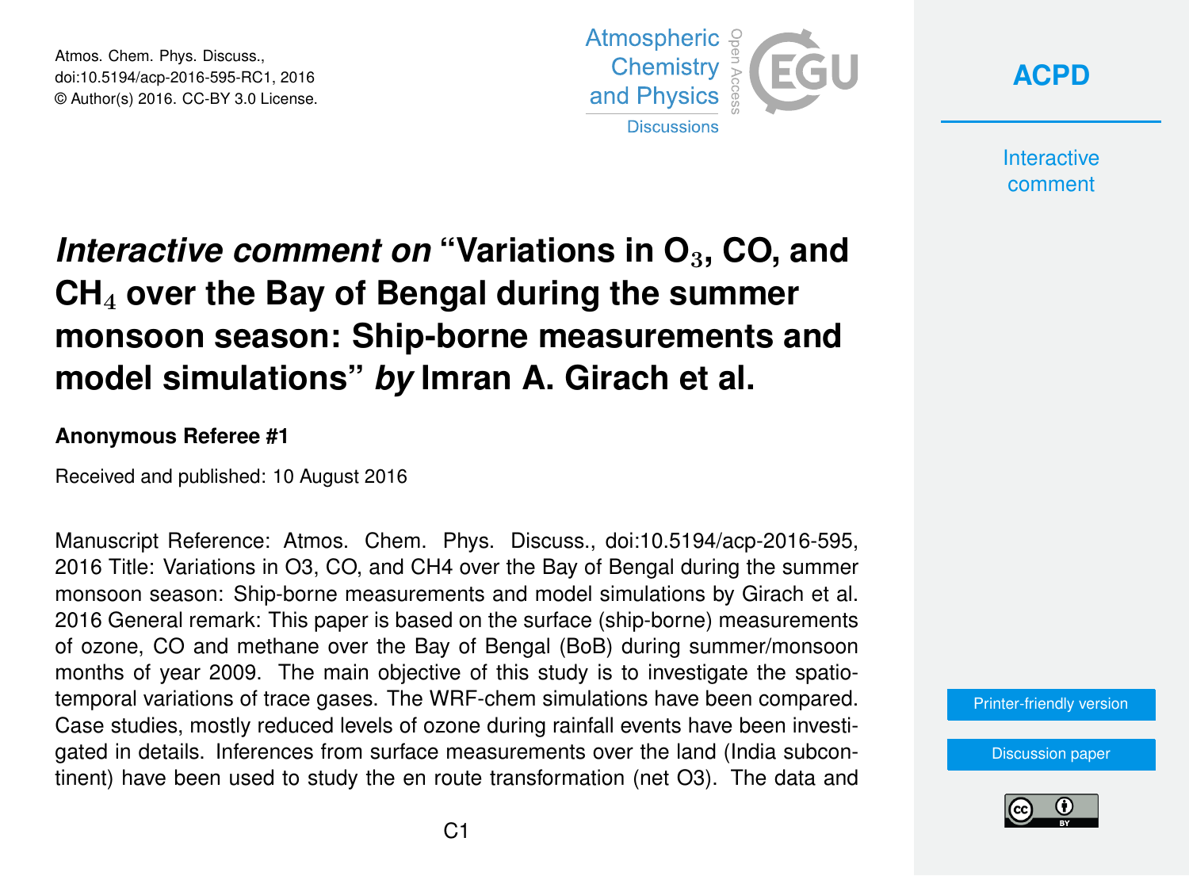# *Interactive comment on* "Variations in $O_3$, CO, and $CH_4$ over the Bay of Bengal during the summer monsoon season: Ship-borne measurements and model simulations" *by* Imran A. Girach et al.

**Anonymous Referee #1**

Received and published: 10 August 2016

Manuscript Reference: Atmos. Chem. Phys. Discuss., doi:10.5194/acp-2016-595, 2016 Title: Variations in O3, CO, and CH4 over the Bay of Bengal during the summer monsoon season: Ship-borne measurements and model simulations by Girach et al. 2016 General remark: This paper is based on the surface (ship-borne) measurements of ozone, CO and methane over the Bay of Bengal (BoB) during summer/monsoon months of year 2009. The main objective of this study is to investigate the spatio-temporal variations of trace gases. The WRF-chem simulations have been compared. Case studies, mostly reduced levels of ozone during rainfall events have been investigated in details. Inferences from surface measurements over the land (India subcontinent) have been used to study the en route transformation (net O3). The data and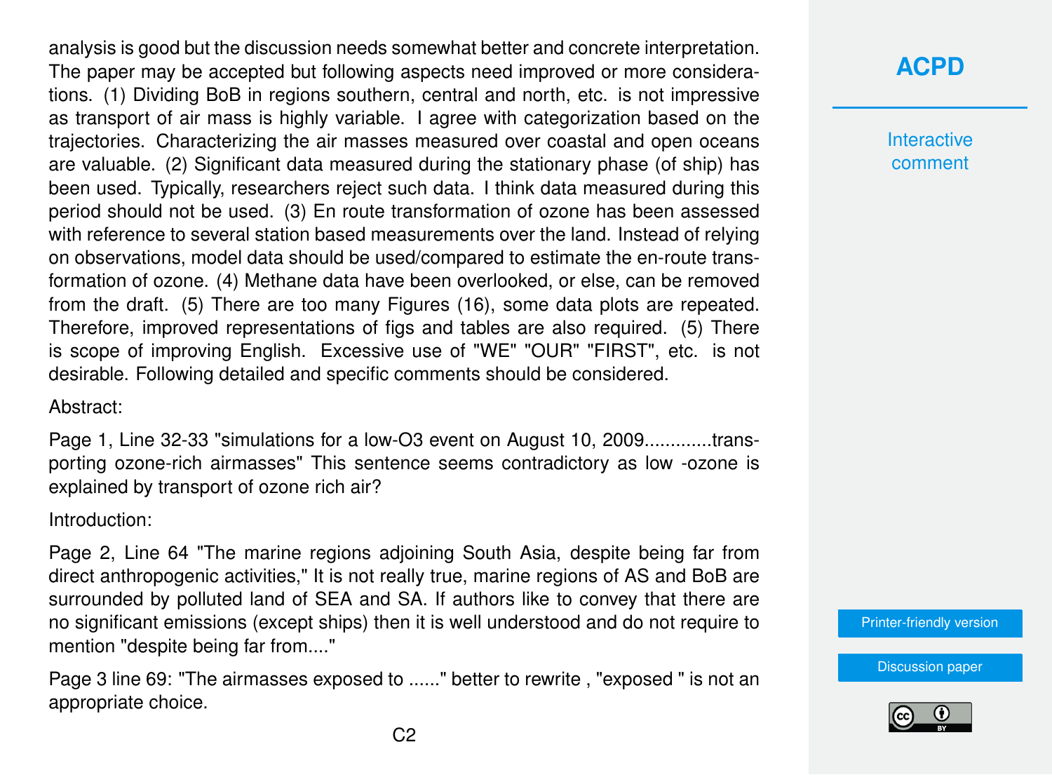analysis is good but the discussion needs somewhat better and concrete interpretation. The paper may be accepted but following aspects need improved or more considerations. (1) Dividing BoB in regions southern, central and north, etc. is not impressive as transport of air mass is highly variable. I agree with categorization based on the trajectories. Characterizing the air masses measured over coastal and open oceans are valuable. (2) Significant data measured during the stationary phase (of ship) has been used. Typically, researchers reject such data. I think data measured during this period should not be used. (3) En route transformation of ozone has been assessed with reference to several station based measurements over the land. Instead of relying on observations, model data should be used/compared to estimate the en-route transformation of ozone. (4) Methane data have been overlooked, or else, can be removed from the draft. (5) There are too many Figures (16), some data plots are repeated. Therefore, improved representations of figs and tables are also required. (5) There is scope of improving English. Excessive use of "WE" "OUR" "FIRST", etc. is not desirable. Following detailed and specific comments should be considered.

Abstract:

Page 1, Line 32-33 "simulations for a low-O3 event on August 10, 2009.............transporting ozone-rich airmasses" This sentence seems contradictory as low -ozone is explained by transport of ozone rich air?

Introduction:

Page 2, Line 64 "The marine regions adjoining South Asia, despite being far from direct anthropogenic activities," It is not really true, marine regions of AS and BoB are surrounded by polluted land of SEA and SA. If authors like to convey that there are no significant emissions (except ships) then it is well understood and do not require to mention "despite being far from...."

Page 3 line 69: "The airmasses exposed to ......" better to rewrite , "exposed " is not an appropriate choice.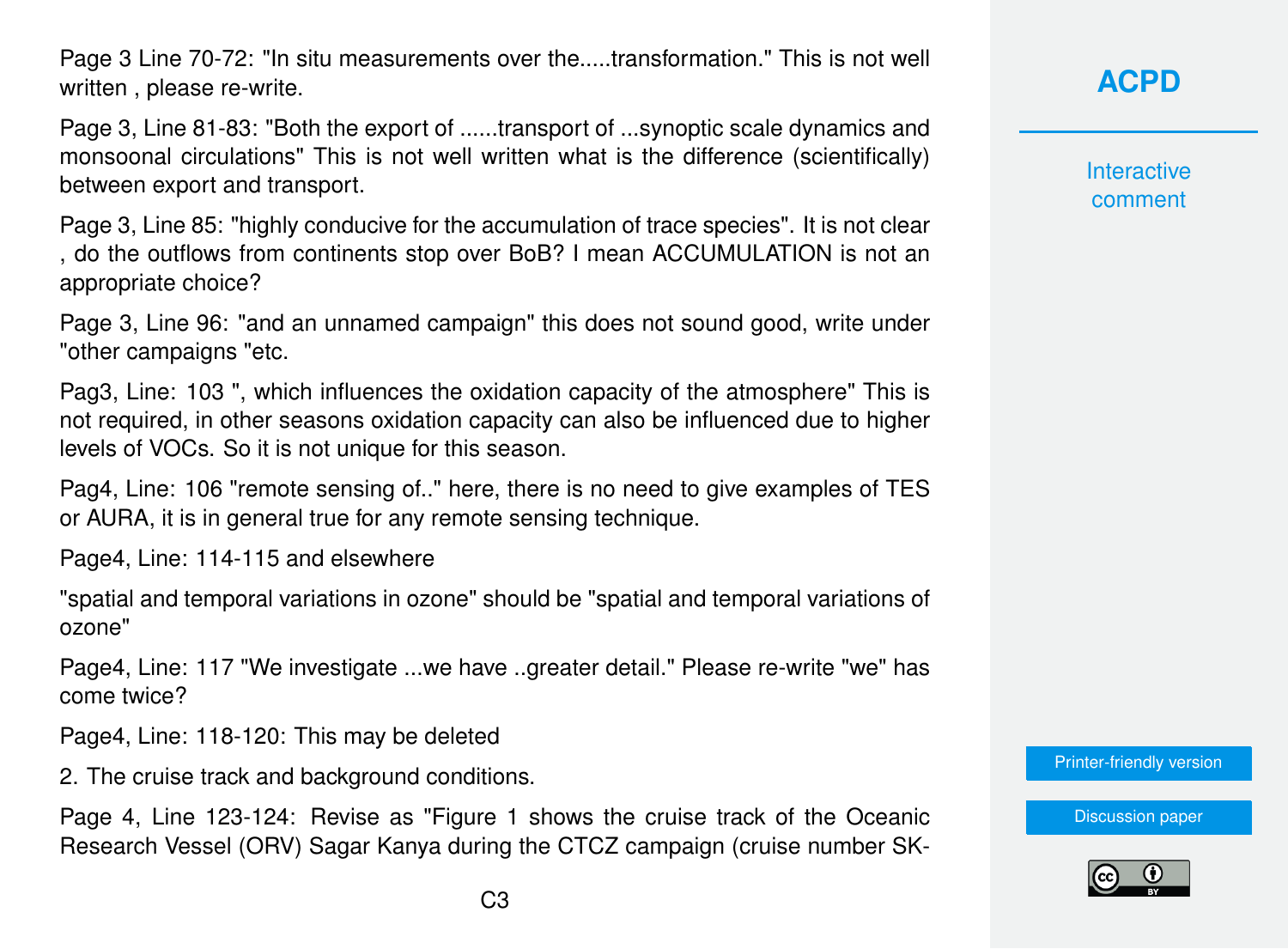Page 3 Line 70-72: "In situ measurements over the.....transformation." This is not well written , please re-write.

Page 3, Line 81-83: "Both the export of ......transport of ...synoptic scale dynamics and monsoonal circulations" This is not well written what is the difference (scientifically) between export and transport.

Page 3, Line 85: "highly conducive for the accumulation of trace species". It is not clear , do the outflows from continents stop over BoB? I mean ACCUMULATION is not an appropriate choice?

Page 3, Line 96: "and an unnamed campaign" this does not sound good, write under "other campaigns "etc.

Pag3, Line: 103 ", which influences the oxidation capacity of the atmosphere" This is not required, in other seasons oxidation capacity can also be influenced due to higher levels of VOCs. So it is not unique for this season.

Pag4, Line: 106 "remote sensing of.." here, there is no need to give examples of TES or AURA, it is in general true for any remote sensing technique.

Page4, Line: 114-115 and elsewhere

"spatial and temporal variations in ozone" should be "spatial and temporal variations of ozone"

Page4, Line: 117 "We investigate ...we have ..greater detail." Please re-write "we" has come twice?

Page4, Line: 118-120: This may be deleted

2. The cruise track and background conditions.

Page 4, Line 123-124: Revise as "Figure 1 shows the cruise track of the Oceanic Research Vessel (ORV) Sagar Kanya during the CTCZ campaign (cruise number SK-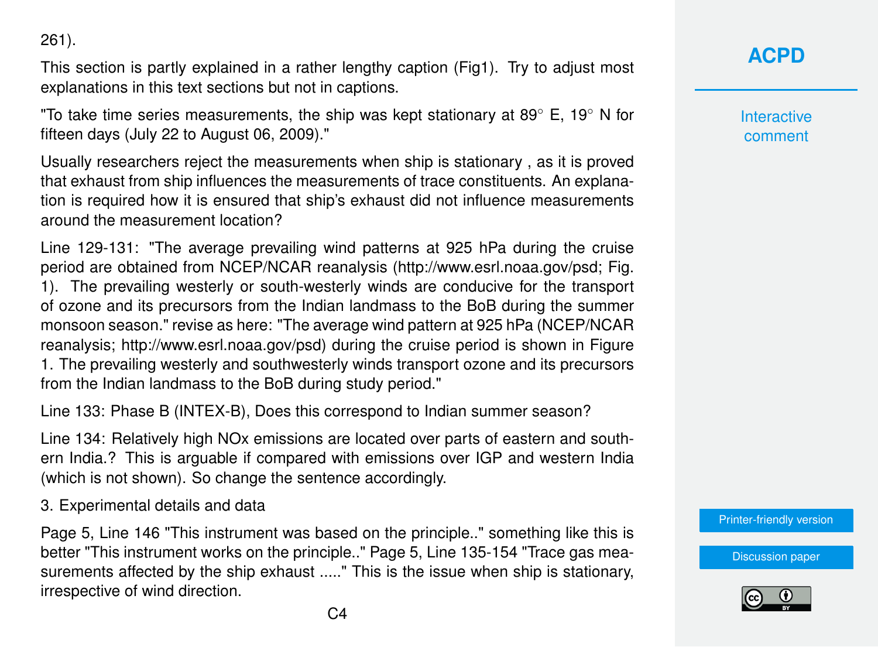261).

This section is partly explained in a rather lengthy caption (Fig1). Try to adjust most explanations in this text sections but not in captions.

"To take time series measurements, the ship was kept stationary at 89° E, 19° N for fifteen days (July 22 to August 06, 2009)."

Usually researchers reject the measurements when ship is stationary , as it is proved that exhaust from ship influences the measurements of trace constituents. An explanation is required how it is ensured that ship's exhaust did not influence measurements around the measurement location?

Line 129-131: "The average prevailing wind patterns at 925 hPa during the cruise period are obtained from NCEP/NCAR reanalysis (http://www.esrl.noaa.gov/psd; Fig. 1). The prevailing westerly or south-westerly winds are conducive for the transport of ozone and its precursors from the Indian landmass to the BoB during the summer monsoon season." revise as here: "The average wind pattern at 925 hPa (NCEP/NCAR reanalysis; http://www.esrl.noaa.gov/psd) during the cruise period is shown in Figure 1. The prevailing westerly and southwesterly winds transport ozone and its precursors from the Indian landmass to the BoB during study period."

Line 133: Phase B (INTEX-B), Does this correspond to Indian summer season?

Line 134: Relatively high NOx emissions are located over parts of eastern and southern India.? This is arguable if compared with emissions over IGP and western India (which is not shown). So change the sentence accordingly.

3. Experimental details and data

Page 5, Line 146 "This instrument was based on the principle.." something like this is better "This instrument works on the principle.." Page 5, Line 135-154 "Trace gas measurements affected by the ship exhaust ....." This is the issue when ship is stationary, irrespective of wind direction.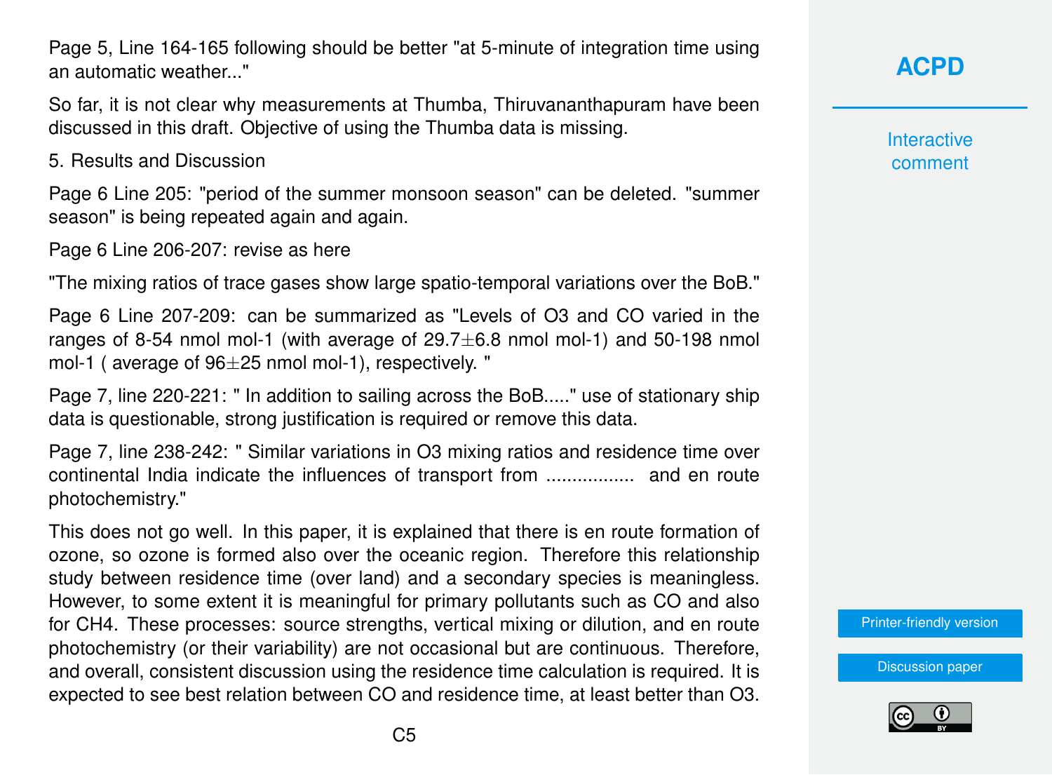Page 5, Line 164-165 following should be better "at 5-minute of integration time using an automatic weather..."

So far, it is not clear why measurements at Thumba, Thiruvananthapuram have been discussed in this draft. Objective of using the Thumba data is missing.

5. Results and Discussion

Page 6 Line 205: "period of the summer monsoon season" can be deleted. "summer season" is being repeated again and again.

Page 6 Line 206-207: revise as here

"The mixing ratios of trace gases show large spatio-temporal variations over the BoB."

Page 6 Line 207-209: can be summarized as "Levels of $O_3$ and CO varied in the ranges of 8-54 nmol mol-1 (with average of $29.7 \pm 6.8$ nmol mol-1) and 50-198 nmol mol-1 ( average of $96 \pm 25$ nmol mol-1), respectively. "

Page 7, line 220-221: " In addition to sailing across the BoB....." use of stationary ship data is questionable, strong justification is required or remove this data.

Page 7, line 238-242: " Similar variations in $O_3$ mixing ratios and residence time over continental India indicate the influences of transport from ................. and en route photochemistry."

This does not go well. In this paper, it is explained that there is en route formation of ozone, so ozone is formed also over the oceanic region. Therefore this relationship study between residence time (over land) and a secondary species is meaningless. However, to some extent it is meaningful for primary pollutants such as CO and also for $CH_4$. These processes: source strengths, vertical mixing or dilution, and en route photochemistry (or their variability) are not occasional but are continuous. Therefore, and overall, consistent discussion using the residence time calculation is required. It is expected to see best relation between CO and residence time, at least better than $O_3$.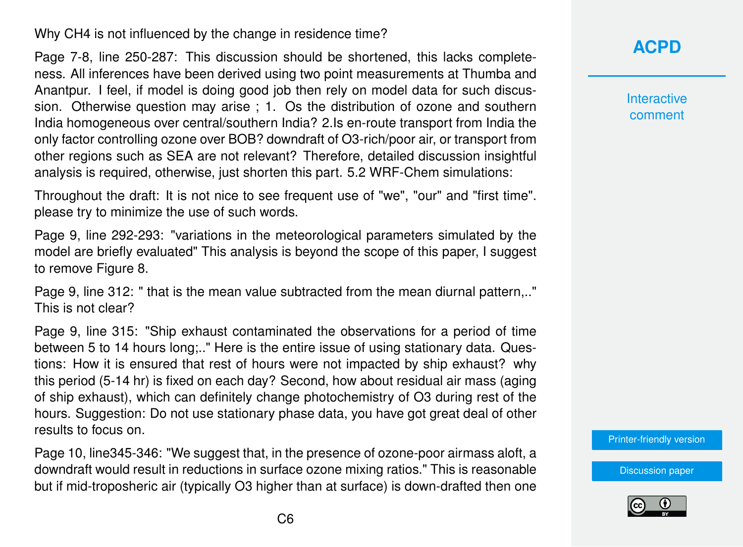Why $CH_4$ is not influenced by the change in residence time?

Page 7-8, line 250-287: This discussion should be shortened, this lacks completeness. All inferences have been derived using two point measurements at Thumba and Anantpur. I feel, if model is doing good job then rely on model data for such discussion. Otherwise question may arise ; 1. Os the distribution of ozone and southern India homogeneous over central/southern India? 2.Is en-route transport from India the only factor controlling ozone over BOB? downdraft of O3-rich/poor air, or transport from other regions such as SEA are not relevant? Therefore, detailed discussion insightful analysis is required, otherwise, just shorten this part. 5.2 WRF-Chem simulations:

Throughout the draft: It is not nice to see frequent use of "we", "our" and "first time". please try to minimize the use of such words.

Page 9, line 292-293: "variations in the meteorological parameters simulated by the model are briefly evaluated" This analysis is beyond the scope of this paper, I suggest to remove Figure 8.

Page 9, line 312: " that is the mean value subtracted from the mean diurnal pattern,.." This is not clear?

Page 9, line 315: "Ship exhaust contaminated the observations for a period of time between 5 to 14 hours long;.." Here is the entire issue of using stationary data. Questions: How it is ensured that rest of hours were not impacted by ship exhaust? why this period (5-14 hr) is fixed on each day? Second, how about residual air mass (aging of ship exhaust), which can definitely change photochemistry of O3 during rest of the hours. Suggestion: Do not use stationary phase data, you have got great deal of other results to focus on.

Page 10, line345-346: "We suggest that, in the presence of ozone-poor airmass aloft, a downdraft would result in reductions in surface ozone mixing ratios." This is reasonable but if mid-troposheric air (typically O3 higher than at surface) is down-drafted then one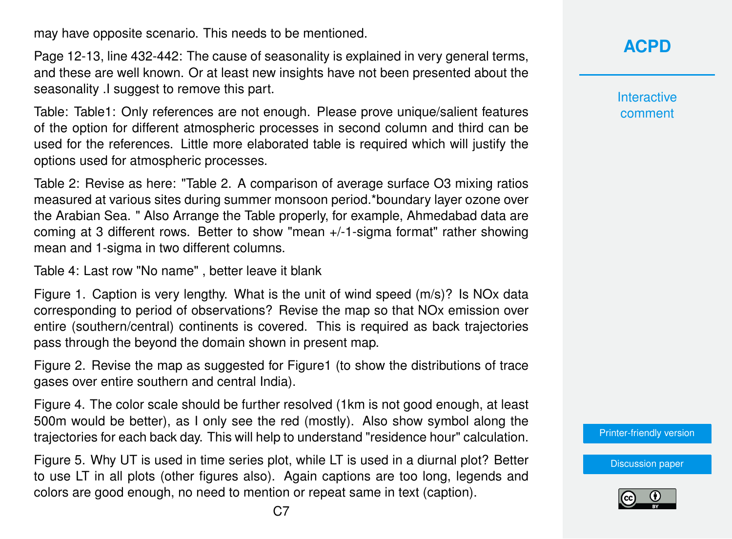may have opposite scenario. This needs to be mentioned.

Page 12-13, line 432-442: The cause of seasonality is explained in very general terms, and these are well known. Or at least new insights have not been presented about the seasonality .I suggest to remove this part.

Table: Table1: Only references are not enough. Please prove unique/salient features of the option for different atmospheric processes in second column and third can be used for the references. Little more elaborated table is required which will justify the options used for atmospheric processes.

Table 2: Revise as here: "Table 2. A comparison of average surface $O_3$ mixing ratios measured at various sites during summer monsoon period.*boundary layer ozone over the Arabian Sea. " Also Arrange the Table properly, for example, Ahmedabad data are coming at 3 different rows. Better to show "mean +/-1-sigma format" rather showing mean and 1-sigma in two different columns.

Table 4: Last row "No name" , better leave it blank

Figure 1. Caption is very lengthy. What is the unit of wind speed (m/s)? Is $NO_x$ data corresponding to period of observations? Revise the map so that $NO_x$ emission over entire (southern/central) continents is covered. This is required as back trajectories pass through the beyond the domain shown in present map.

Figure 2. Revise the map as suggested for Figure1 (to show the distributions of trace gases over entire southern and central India).

Figure 4. The color scale should be further resolved (1km is not good enough, at least 500m would be better), as I only see the red (mostly). Also show symbol along the trajectories for each back day. This will help to understand "residence hour" calculation.

Figure 5. Why UT is used in time series plot, while LT is used in a diurnal plot? Better to use LT in all plots (other figures also). Again captions are too long, legends and colors are good enough, no need to mention or repeat same in text (caption).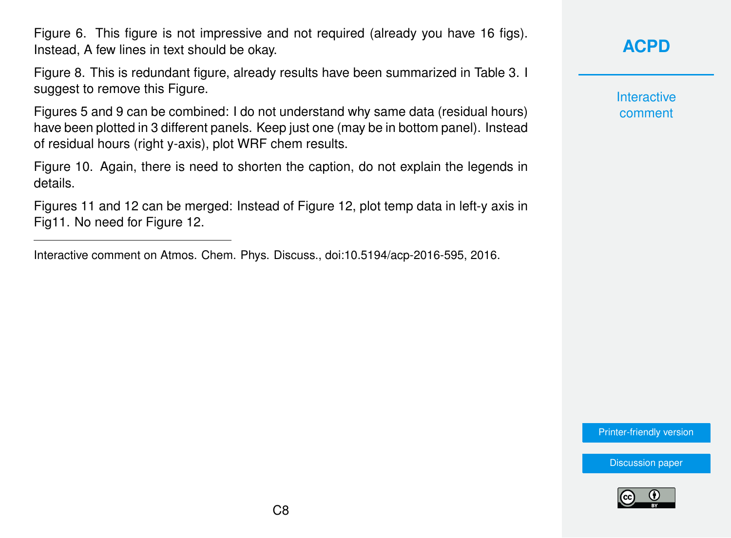Figure 6. This figure is not impressive and not required (already you have 16 figs). Instead, A few lines in text should be okay.

Figure 8. This is redundant figure, already results have been summarized in Table 3. I suggest to remove this Figure.

Figures 5 and 9 can be combined: I do not understand why same data (residual hours) have been plotted in 3 different panels. Keep just one (may be in bottom panel). Instead of residual hours (right y-axis), plot WRF chem results.

Figure 10. Again, there is need to shorten the caption, do not explain the legends in details.

Figures 11 and 12 can be merged: Instead of Figure 12, plot temp data in left-y axis in Fig11. No need for Figure 12.

---

Interactive comment on Atmos. Chem. Phys. Discuss., doi:10.5194/acp-2016-595, 2016.